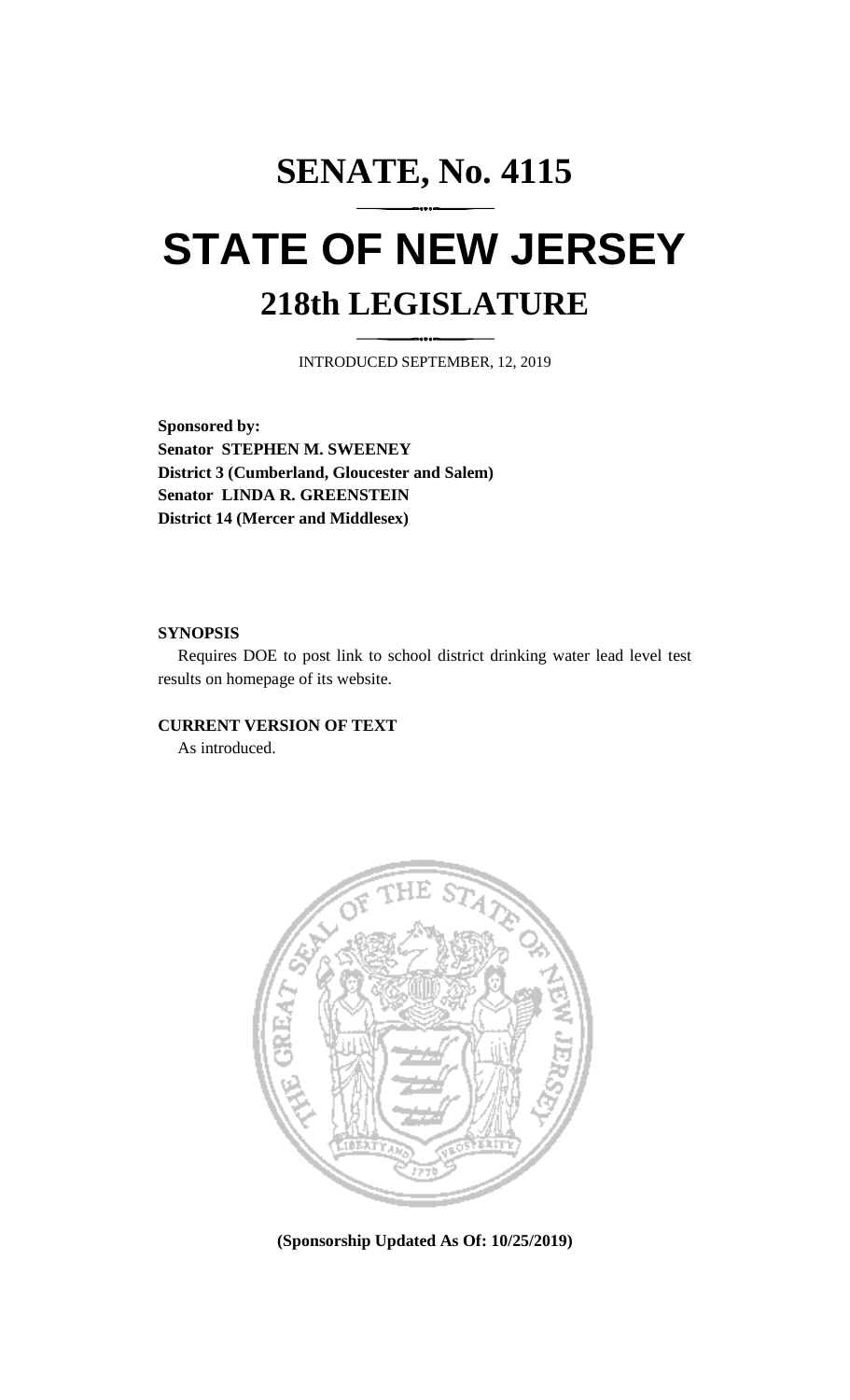# SENATE, No. 4115

# STATE OF NEW JERSEY

## 218th LEGISLATURE

INTRODUCED SEPTEMBER, 12, 2019

**Sponsored by:**
**Senator STEPHEN M. SWEENEY**
**District 3 (Cumberland, Gloucester and Salem)**
**Senator LINDA R. GREENSTEIN**
**District 14 (Mercer and Middlesex)**

**SYNOPSIS**

Requires DOE to post link to school district drinking water lead level test results on homepage of its website.

**CURRENT VERSION OF TEXT**

As introduced.

**(Sponsorship Updated As Of: 10/25/2019)**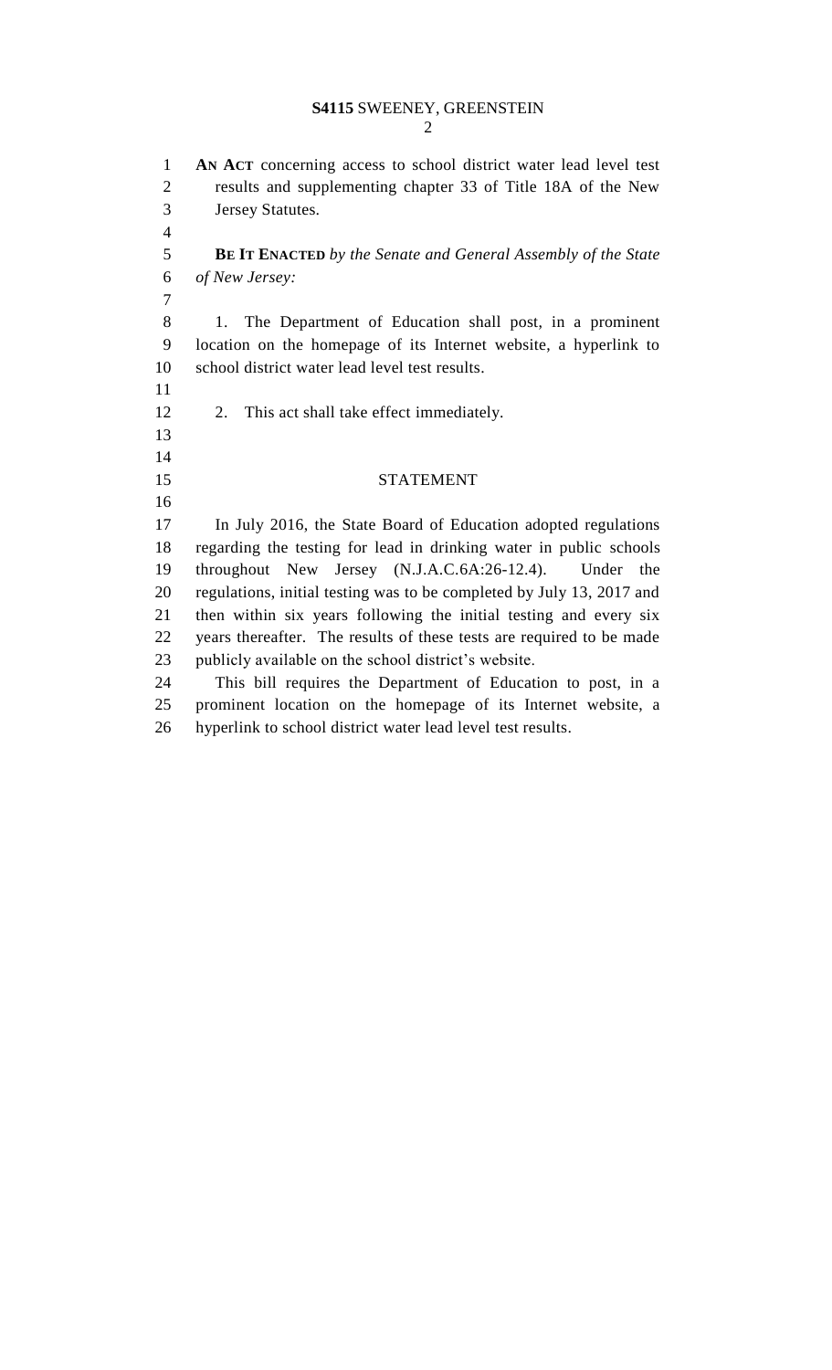**AN ACT** concerning access to school district water lead level test results and supplementing chapter 33 of Title 18A of the New Jersey Statutes.

**BE IT ENACTED** *by the Senate and General Assembly of the State of New Jersey:*

1. The Department of Education shall post, in a prominent location on the homepage of its Internet website, a hyperlink to school district water lead level test results.

2. This act shall take effect immediately.

STATEMENT

In July 2016, the State Board of Education adopted regulations regarding the testing for lead in drinking water in public schools throughout New Jersey (N.J.A.C.6A:26-12.4). Under the regulations, initial testing was to be completed by July 13, 2017 and then within six years following the initial testing and every six years thereafter. The results of these tests are required to be made publicly available on the school district's website.

This bill requires the Department of Education to post, in a prominent location on the homepage of its Internet website, a hyperlink to school district water lead level test results.